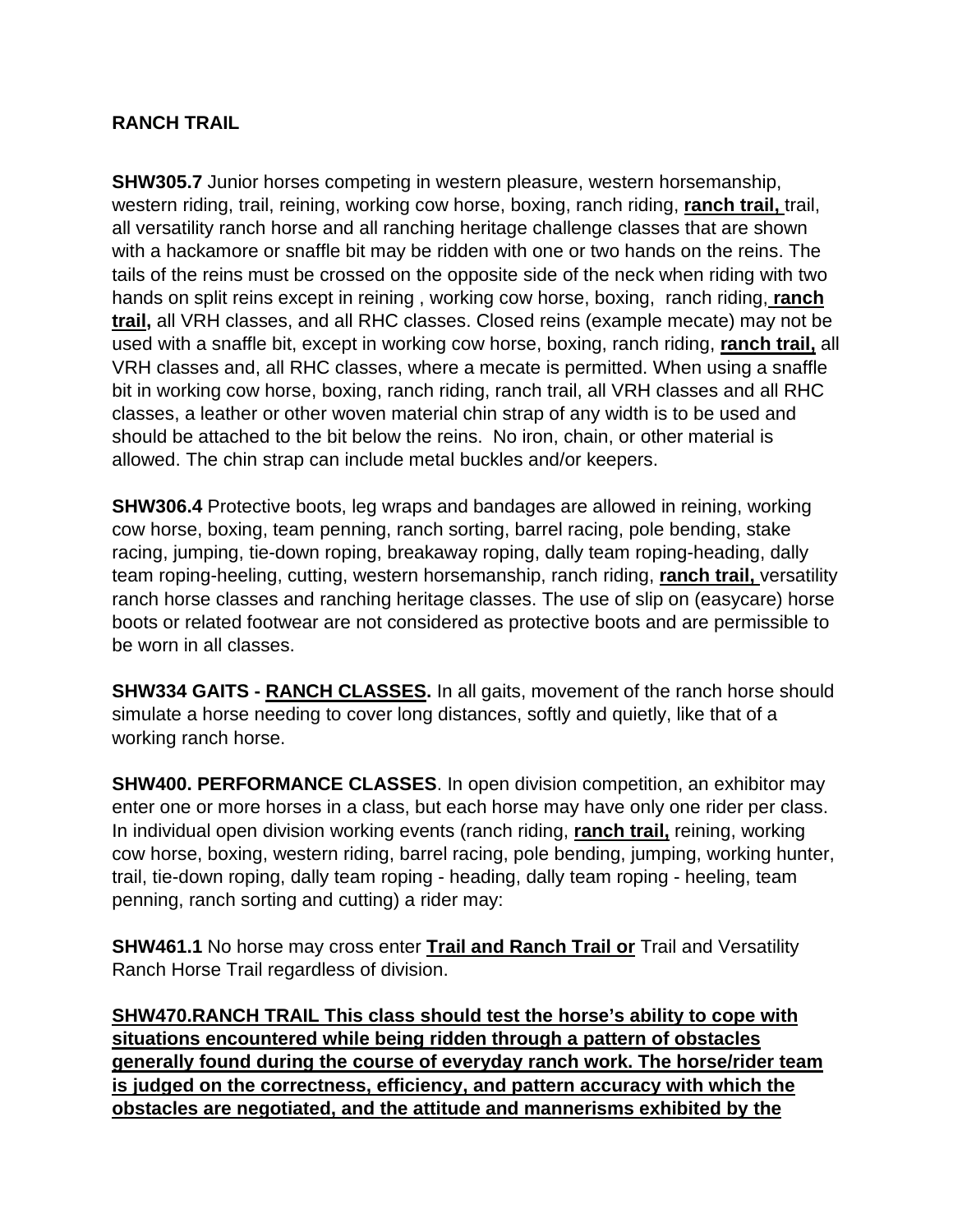**RANCH TRAIL**

**SHW305.7** Junior horses competing in western pleasure, western horsemanship, western riding, trail, reining, working cow horse, boxing, ranch riding, **ranch trail,** trail, all versatility ranch horse and all ranching heritage challenge classes that are shown with a hackamore or snaffle bit may be ridden with one or two hands on the reins. The tails of the reins must be crossed on the opposite side of the neck when riding with two hands on split reins except in reining , working cow horse, boxing, ranch riding, **ranch trail,** all VRH classes, and all RHC classes. Closed reins (example mecate) may not be used with a snaffle bit, except in working cow horse, boxing, ranch riding, **ranch trail,** all VRH classes and, all RHC classes, where a mecate is permitted. When using a snaffle bit in working cow horse, boxing, ranch riding, ranch trail, all VRH classes and all RHC classes, a leather or other woven material chin strap of any width is to be used and should be attached to the bit below the reins. No iron, chain, or other material is allowed. The chin strap can include metal buckles and/or keepers.

**SHW306.4** Protective boots, leg wraps and bandages are allowed in reining, working cow horse, boxing, team penning, ranch sorting, barrel racing, pole bending, stake racing, jumping, tie-down roping, breakaway roping, dally team roping-heading, dally team roping-heeling, cutting, western horsemanship, ranch riding, **ranch trail,** versatility ranch horse classes and ranching heritage classes. The use of slip on (easycare) horse boots or related footwear are not considered as protective boots and are permissible to be worn in all classes.

**SHW334 GAITS - RANCH CLASSES.** In all gaits, movement of the ranch horse should simulate a horse needing to cover long distances, softly and quietly, like that of a working ranch horse.

**SHW400. PERFORMANCE CLASSES**. In open division competition, an exhibitor may enter one or more horses in a class, but each horse may have only one rider per class. In individual open division working events (ranch riding, **ranch trail,** reining, working cow horse, boxing, western riding, barrel racing, pole bending, jumping, working hunter, trail, tie-down roping, dally team roping - heading, dally team roping - heeling, team penning, ranch sorting and cutting) a rider may:

**SHW461.1** No horse may cross enter **Trail and Ranch Trail or** Trail and Versatility Ranch Horse Trail regardless of division.

**SHW470.RANCH TRAIL This class should test the horse's ability to cope with situations encountered while being ridden through a pattern of obstacles generally found during the course of everyday ranch work. The horse/rider team is judged on the correctness, efficiency, and pattern accuracy with which the obstacles are negotiated, and the attitude and mannerisms exhibited by the**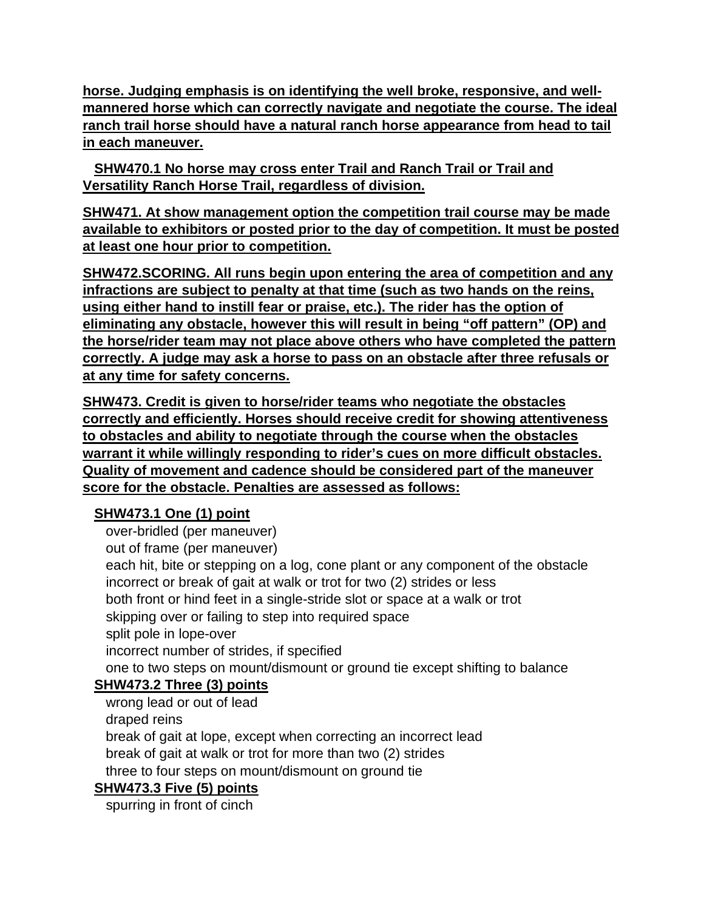**horse. Judging emphasis is on identifying the well broke, responsive, and well-mannered horse which can correctly navigate and negotiate the course. The ideal ranch trail horse should have a natural ranch horse appearance from head to tail in each maneuver.**

**SHW470.1 No horse may cross enter Trail and Ranch Trail or Trail and Versatility Ranch Horse Trail, regardless of division.**

**SHW471. At show management option the competition trail course may be made available to exhibitors or posted prior to the day of competition. It must be posted at least one hour prior to competition.**

**SHW472.SCORING. All runs begin upon entering the area of competition and any infractions are subject to penalty at that time (such as two hands on the reins, using either hand to instill fear or praise, etc.). The rider has the option of eliminating any obstacle, however this will result in being "off pattern" (OP) and the horse/rider team may not place above others who have completed the pattern correctly. A judge may ask a horse to pass on an obstacle after three refusals or at any time for safety concerns.**

**SHW473. Credit is given to horse/rider teams who negotiate the obstacles correctly and efficiently. Horses should receive credit for showing attentiveness to obstacles and ability to negotiate through the course when the obstacles warrant it while willingly responding to rider's cues on more difficult obstacles. Quality of movement and cadence should be considered part of the maneuver score for the obstacle. Penalties are assessed as follows:**

**SHW473.1 One (1) point**

- over-bridled (per maneuver)
- out of frame (per maneuver)
- each hit, bite or stepping on a log, cone plant or any component of the obstacle
- incorrect or break of gait at walk or trot for two (2) strides or less
- both front or hind feet in a single-stride slot or space at a walk or trot
- skipping over or failing to step into required space
- split pole in lope-over
- incorrect number of strides, if specified
- one to two steps on mount/dismount or ground tie except shifting to balance

**SHW473.2 Three (3) points**

- wrong lead or out of lead
- draped reins
- break of gait at lope, except when correcting an incorrect lead
- break of gait at walk or trot for more than two (2) strides
- three to four steps on mount/dismount on ground tie

**SHW473.3 Five (5) points**

- spurring in front of cinch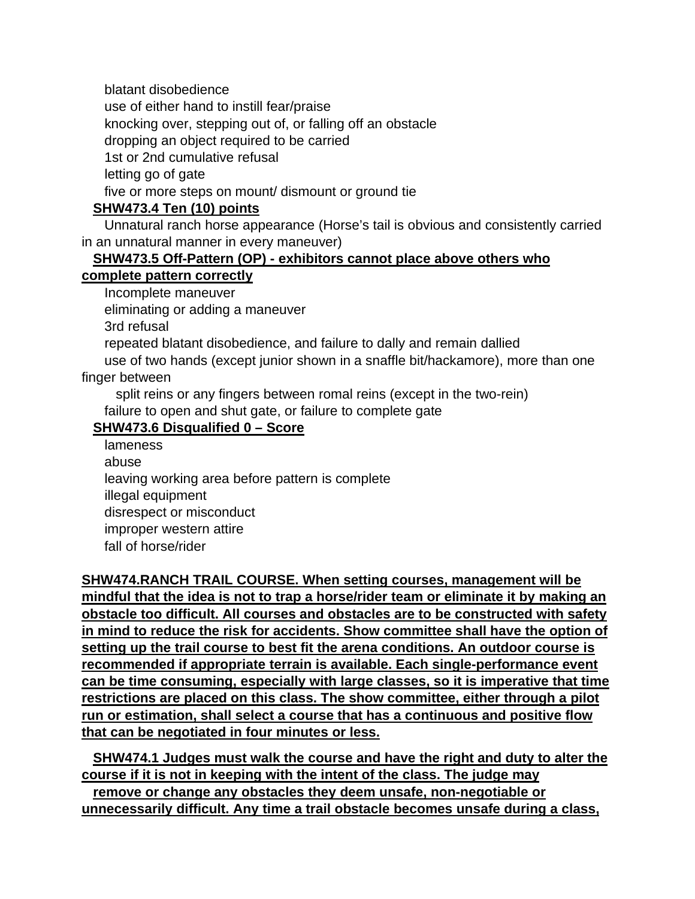blatant disobedience

use of either hand to instill fear/praise

knocking over, stepping out of, or falling off an obstacle

dropping an object required to be carried

1st or 2nd cumulative refusal

letting go of gate

five or more steps on mount/ dismount or ground tie

**SHW473.4 Ten (10) points**

Unnatural ranch horse appearance (Horse's tail is obvious and consistently carried in an unnatural manner in every maneuver)

**SHW473.5 Off-Pattern (OP) - exhibitors cannot place above others who complete pattern correctly**

Incomplete maneuver

eliminating or adding a maneuver

3rd refusal

repeated blatant disobedience, and failure to dally and remain dallied

use of two hands (except junior shown in a snaffle bit/hackamore), more than one finger between split reins or any fingers between romal reins (except in the two-rein)

failure to open and shut gate, or failure to complete gate

**SHW473.6 Disqualified 0 – Score**

lameness

abuse

leaving working area before pattern is complete

illegal equipment

disrespect or misconduct

improper western attire

fall of horse/rider

**SHW474.RANCH TRAIL COURSE. When setting courses, management will be mindful that the idea is not to trap a horse/rider team or eliminate it by making an obstacle too difficult. All courses and obstacles are to be constructed with safety in mind to reduce the risk for accidents. Show committee shall have the option of setting up the trail course to best fit the arena conditions. An outdoor course is recommended if appropriate terrain is available. Each single-performance event can be time consuming, especially with large classes, so it is imperative that time restrictions are placed on this class. The show committee, either through a pilot run or estimation, shall select a course that has a continuous and positive flow that can be negotiated in four minutes or less.**

**SHW474.1 Judges must walk the course and have the right and duty to alter the course if it is not in keeping with the intent of the class. The judge may remove or change any obstacles they deem unsafe, non-negotiable or unnecessarily difficult. Any time a trail obstacle becomes unsafe during a class,**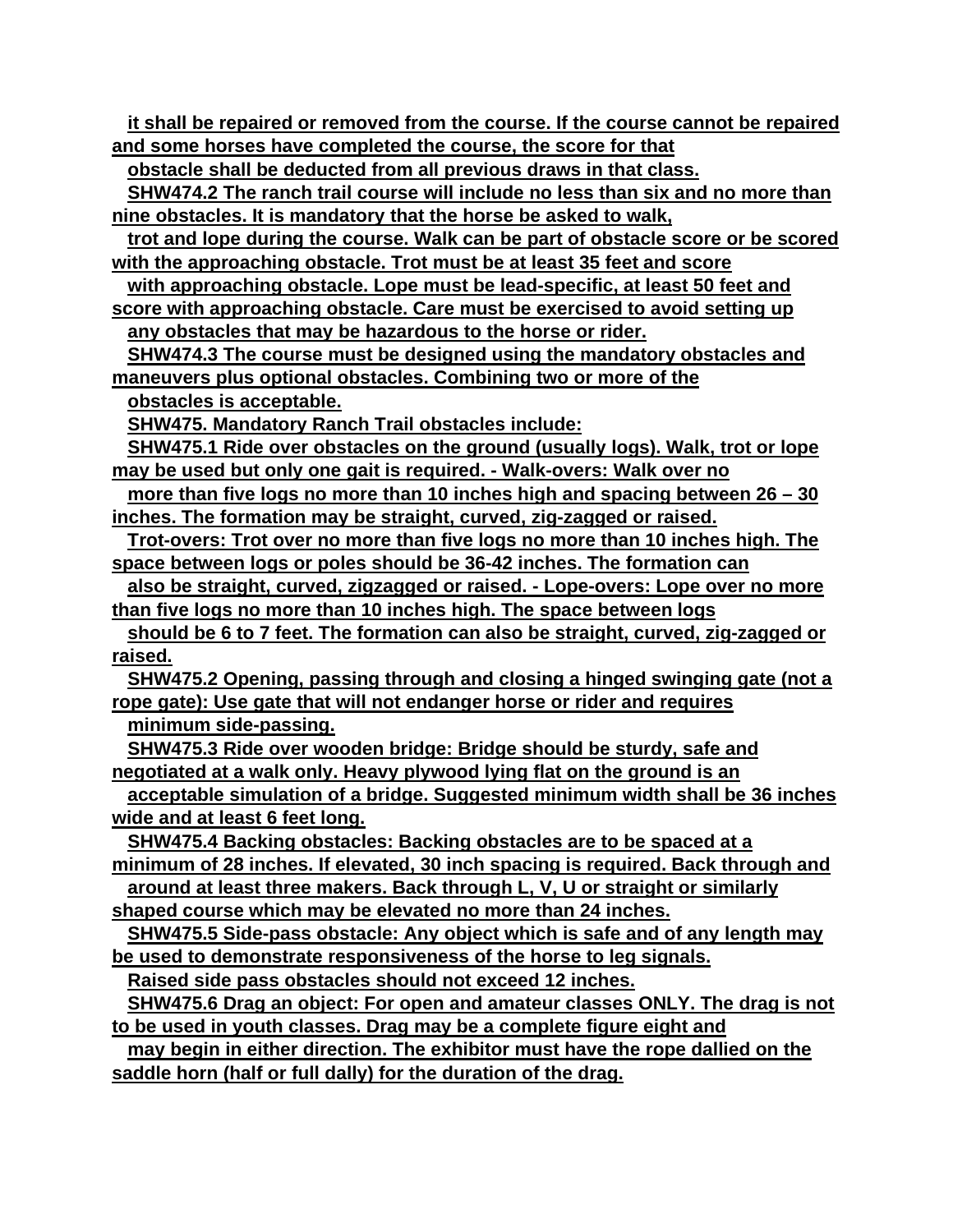it shall be repaired or removed from the course. If the course cannot be repaired and some horses have completed the course, the score for that obstacle shall be deducted from all previous draws in that class.

SHW474.2 The ranch trail course will include no less than six and no more than nine obstacles. It is mandatory that the horse be asked to walk, trot and lope during the course. Walk can be part of obstacle score or be scored with the approaching obstacle. Trot must be at least 35 feet and score with approaching obstacle. Lope must be lead-specific, at least 50 feet and score with approaching obstacle. Care must be exercised to avoid setting up any obstacles that may be hazardous to the horse or rider.

SHW474.3 The course must be designed using the mandatory obstacles and maneuvers plus optional obstacles. Combining two or more of the obstacles is acceptable.

SHW475. Mandatory Ranch Trail obstacles include:

SHW475.1 Ride over obstacles on the ground (usually logs). Walk, trot or lope may be used but only one gait is required. - Walk-overs: Walk over no more than five logs no more than 10 inches high and spacing between 26 – 30 inches. The formation may be straight, curved, zig-zagged or raised. Trot-overs: Trot over no more than five logs no more than 10 inches high. The space between logs or poles should be 36-42 inches. The formation can also be straight, curved, zigzagged or raised. - Lope-overs: Lope over no more than five logs no more than 10 inches high. The space between logs should be 6 to 7 feet. The formation can also be straight, curved, zig-zagged or raised.

SHW475.2 Opening, passing through and closing a hinged swinging gate (not a rope gate): Use gate that will not endanger horse or rider and requires minimum side-passing.

SHW475.3 Ride over wooden bridge: Bridge should be sturdy, safe and negotiated at a walk only. Heavy plywood lying flat on the ground is an acceptable simulation of a bridge. Suggested minimum width shall be 36 inches wide and at least 6 feet long.

SHW475.4 Backing obstacles: Backing obstacles are to be spaced at a minimum of 28 inches. If elevated, 30 inch spacing is required. Back through and around at least three makers. Back through L, V, U or straight or similarly shaped course which may be elevated no more than 24 inches.

SHW475.5 Side-pass obstacle: Any object which is safe and of any length may be used to demonstrate responsiveness of the horse to leg signals. Raised side pass obstacles should not exceed 12 inches.

SHW475.6 Drag an object: For open and amateur classes ONLY. The drag is not to be used in youth classes. Drag may be a complete figure eight and may begin in either direction. The exhibitor must have the rope dallied on the saddle horn (half or full dally) for the duration of the drag.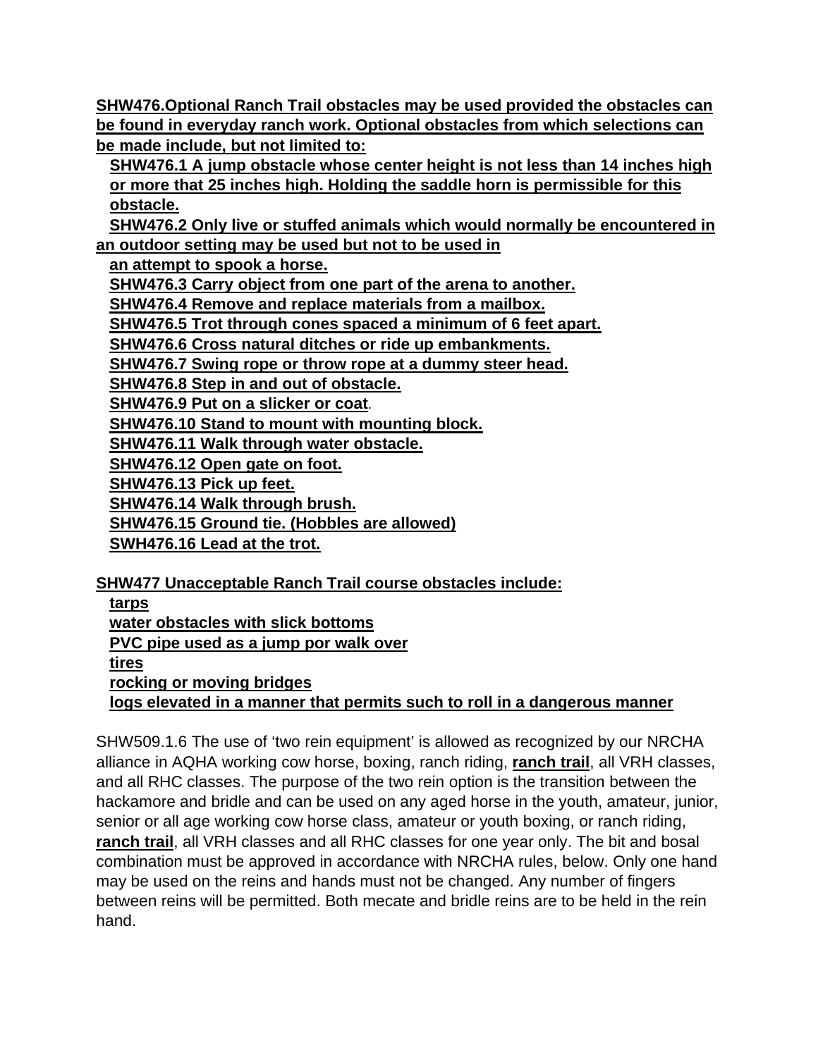**SHW476.Optional Ranch Trail obstacles may be used provided the obstacles can be found in everyday ranch work. Optional obstacles from which selections can be made include, but not limited to:**

**SHW476.1 A jump obstacle whose center height is not less than 14 inches high or more that 25 inches high. Holding the saddle horn is permissible for this obstacle.**

**SHW476.2 Only live or stuffed animals which would normally be encountered in an outdoor setting may be used but not to be used in an attempt to spook a horse.**

**SHW476.3 Carry object from one part of the arena to another.**

**SHW476.4 Remove and replace materials from a mailbox.**

**SHW476.5 Trot through cones spaced a minimum of 6 feet apart.**

**SHW476.6 Cross natural ditches or ride up embankments.**

**SHW476.7 Swing rope or throw rope at a dummy steer head.**

**SHW476.8 Step in and out of obstacle.**

**SHW476.9 Put on a slicker or coat**.

**SHW476.10 Stand to mount with mounting block.**

**SHW476.11 Walk through water obstacle.**

**SHW476.12 Open gate on foot.**

**SHW476.13 Pick up feet.**

**SHW476.14 Walk through brush.**

**SHW476.15 Ground tie. (Hobbles are allowed)**

**SWH476.16 Lead at the trot.**

**SHW477 Unacceptable Ranch Trail course obstacles include:**

**tarps**
**water obstacles with slick bottoms**
**PVC pipe used as a jump por walk over**
**tires**
**rocking or moving bridges**
**logs elevated in a manner that permits such to roll in a dangerous manner**

SHW509.1.6 The use of 'two rein equipment' is allowed as recognized by our NRCHA alliance in AQHA working cow horse, boxing, ranch riding, **ranch trail**, all VRH classes, and all RHC classes. The purpose of the two rein option is the transition between the hackamore and bridle and can be used on any aged horse in the youth, amateur, junior, senior or all age working cow horse class, amateur or youth boxing, or ranch riding, **ranch trail**, all VRH classes and all RHC classes for one year only. The bit and bosal combination must be approved in accordance with NRCHA rules, below. Only one hand may be used on the reins and hands must not be changed. Any number of fingers between reins will be permitted. Both mecate and bridle reins are to be held in the rein hand.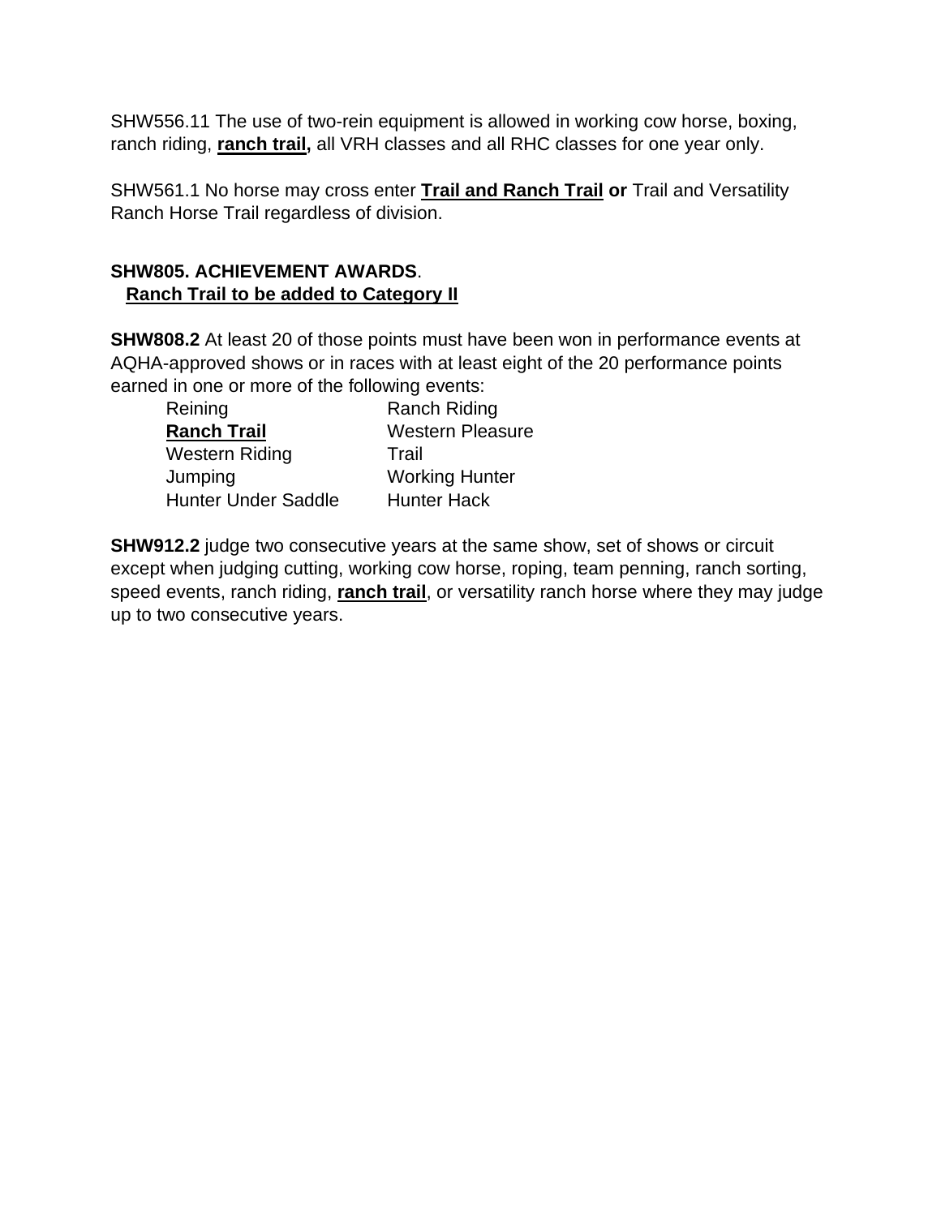SHW556.11 The use of two-rein equipment is allowed in working cow horse, boxing, ranch riding, <u>**ranch trail,**</u> all VRH classes and all RHC classes for one year only.

SHW561.1 No horse may cross enter <u>**Trail and Ranch Trail**</u> **or** Trail and Versatility Ranch Horse Trail regardless of division.

**SHW805. ACHIEVEMENT AWARDS**.
<u>**Ranch Trail to be added to Category II**</u>

**SHW808.2** At least 20 of those points must have been won in performance events at AQHA-approved shows or in races with at least eight of the 20 performance points earned in one or more of the following events:

| | |
|---|---|
| Reining | Ranch Riding |
| <u>**Ranch Trail**</u> | Western Pleasure |
| Western Riding | Trail |
| Jumping | Working Hunter |
| Hunter Under Saddle | Hunter Hack |

**SHW912.2** judge two consecutive years at the same show, set of shows or circuit except when judging cutting, working cow horse, roping, team penning, ranch sorting, speed events, ranch riding, <u>**ranch trail**</u>, or versatility ranch horse where they may judge up to two consecutive years.